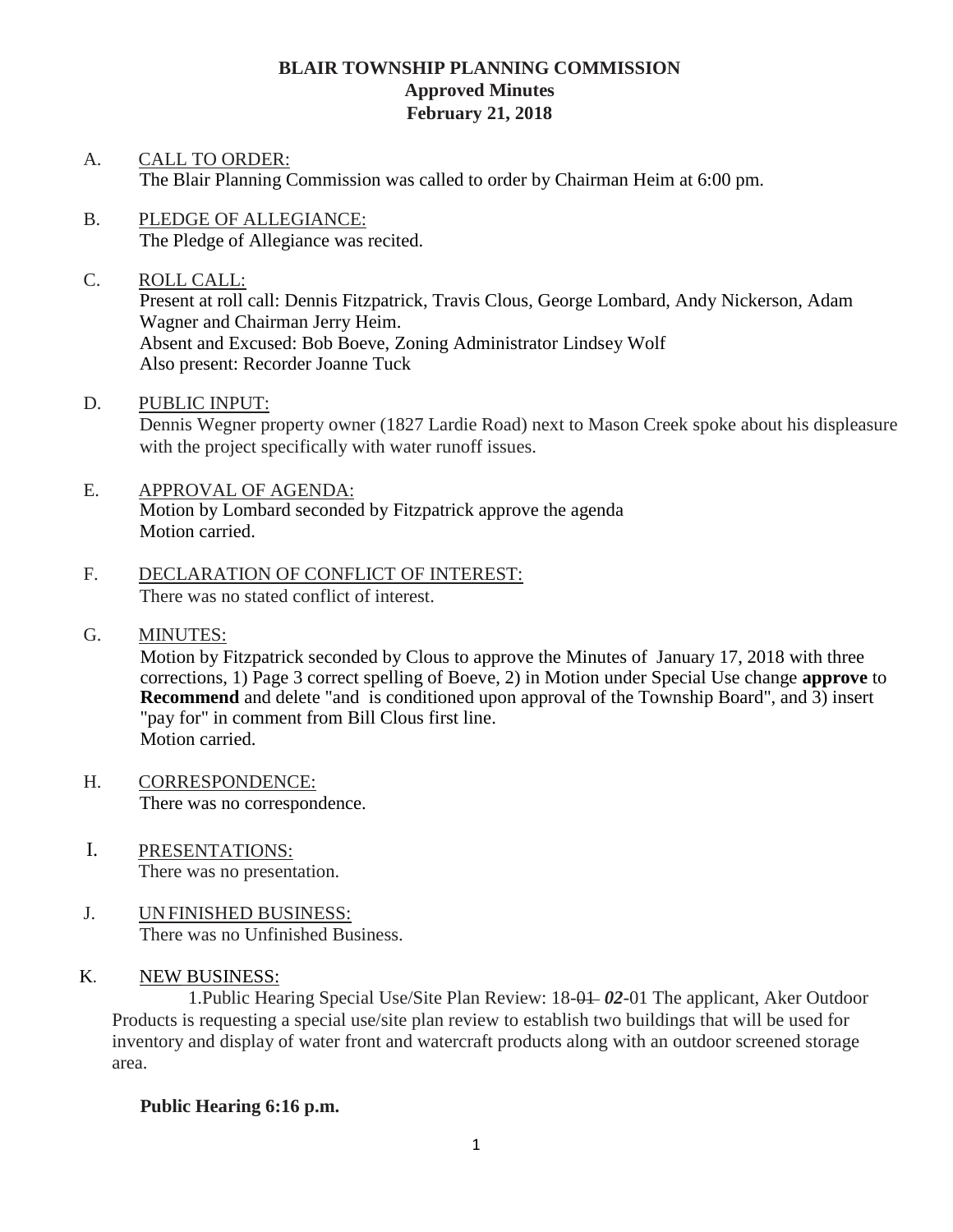# BLAIR TOWNSHIP PLANNING COMMISSION
## Approved Minutes
## February 21, 2018

A. CALL TO ORDER:
The Blair Planning Commission was called to order by Chairman Heim at 6:00 pm.

B. PLEDGE OF ALLEGIANCE:
The Pledge of Allegiance was recited.

C. ROLL CALL:
Present at roll call: Dennis Fitzpatrick, Travis Clous, George Lombard, Andy Nickerson, Adam Wagner and Chairman Jerry Heim.
Absent and Excused: Bob Boeve, Zoning Administrator Lindsey Wolf
Also present: Recorder Joanne Tuck

D. PUBLIC INPUT:
Dennis Wegner property owner (1827 Lardie Road) next to Mason Creek spoke about his displeasure with the project specifically with water runoff issues.

E. APPROVAL OF AGENDA:
Motion by Lombard seconded by Fitzpatrick approve the agenda
Motion carried.

F. DECLARATION OF CONFLICT OF INTEREST:
There was no stated conflict of interest.

G. MINUTES:
Motion by Fitzpatrick seconded by Clous to approve the Minutes of January 17, 2018 with three corrections, 1) Page 3 correct spelling of Boeve, 2) in Motion under Special Use change **approve** to **Recommend** and delete "and is conditioned upon approval of the Township Board", and 3) insert "pay for" in comment from Bill Clous first line.
Motion carried.

H. CORRESPONDENCE:
There was no correspondence.

I. PRESENTATIONS:
There was no presentation.

J. UNFINISHED BUSINESS:
There was no Unfinished Business.

K. NEW BUSINESS:
1.Public Hearing Special Use/Site Plan Review: 18-~~01~~ ***02***-01 The applicant, Aker Outdoor Products is requesting a special use/site plan review to establish two buildings that will be used for inventory and display of water front and watercraft products along with an outdoor screened storage area.

**Public Hearing 6:16 p.m.**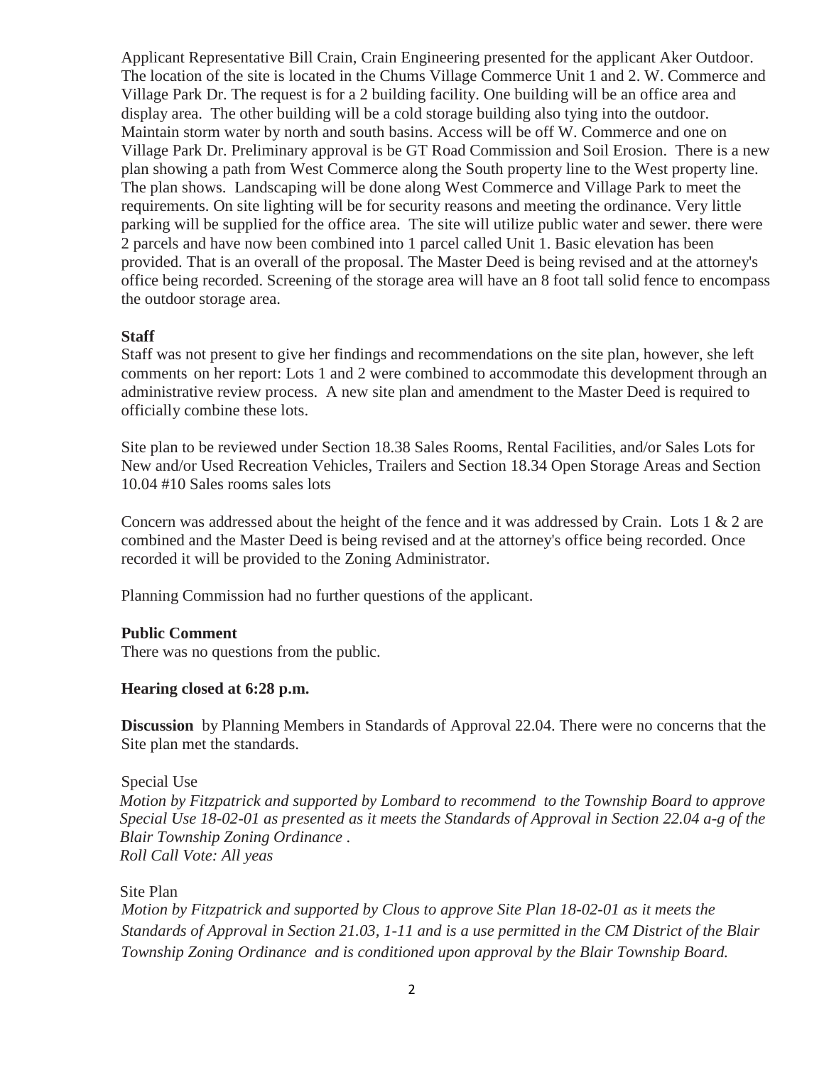Applicant Representative Bill Crain, Crain Engineering presented for the applicant Aker Outdoor. The location of the site is located in the Chums Village Commerce Unit 1 and 2. W. Commerce and Village Park Dr. The request is for a 2 building facility. One building will be an office area and display area. The other building will be a cold storage building also tying into the outdoor. Maintain storm water by north and south basins. Access will be off W. Commerce and one on Village Park Dr. Preliminary approval is be GT Road Commission and Soil Erosion. There is a new plan showing a path from West Commerce along the South property line to the West property line. The plan shows. Landscaping will be done along West Commerce and Village Park to meet the requirements. On site lighting will be for security reasons and meeting the ordinance. Very little parking will be supplied for the office area. The site will utilize public water and sewer. there were 2 parcels and have now been combined into 1 parcel called Unit 1. Basic elevation has been provided. That is an overall of the proposal. The Master Deed is being revised and at the attorney's office being recorded. Screening of the storage area will have an 8 foot tall solid fence to encompass the outdoor storage area.

**Staff**

Staff was not present to give her findings and recommendations on the site plan, however, she left comments on her report: Lots 1 and 2 were combined to accommodate this development through an administrative review process. A new site plan and amendment to the Master Deed is required to officially combine these lots.

Site plan to be reviewed under Section 18.38 Sales Rooms, Rental Facilities, and/or Sales Lots for New and/or Used Recreation Vehicles, Trailers and Section 18.34 Open Storage Areas and Section 10.04 #10 Sales rooms sales lots

Concern was addressed about the height of the fence and it was addressed by Crain. Lots 1 & 2 are combined and the Master Deed is being revised and at the attorney's office being recorded. Once recorded it will be provided to the Zoning Administrator.

Planning Commission had no further questions of the applicant.

**Public Comment**

There was no questions from the public.

**Hearing closed at 6:28 p.m.**

**Discussion** by Planning Members in Standards of Approval 22.04. There were no concerns that the Site plan met the standards.

Special Use

*Motion by Fitzpatrick and supported by Lombard to recommend to the Township Board to approve Special Use 18-02-01 as presented as it meets the Standards of Approval in Section 22.04 a-g of the Blair Township Zoning Ordinance .*

*Roll Call Vote: All yeas*

Site Plan

*Motion by Fitzpatrick and supported by Clous to approve Site Plan 18-02-01 as it meets the Standards of Approval in Section 21.03, 1-11 and is a use permitted in the CM District of the Blair Township Zoning Ordinance and is conditioned upon approval by the Blair Township Board.*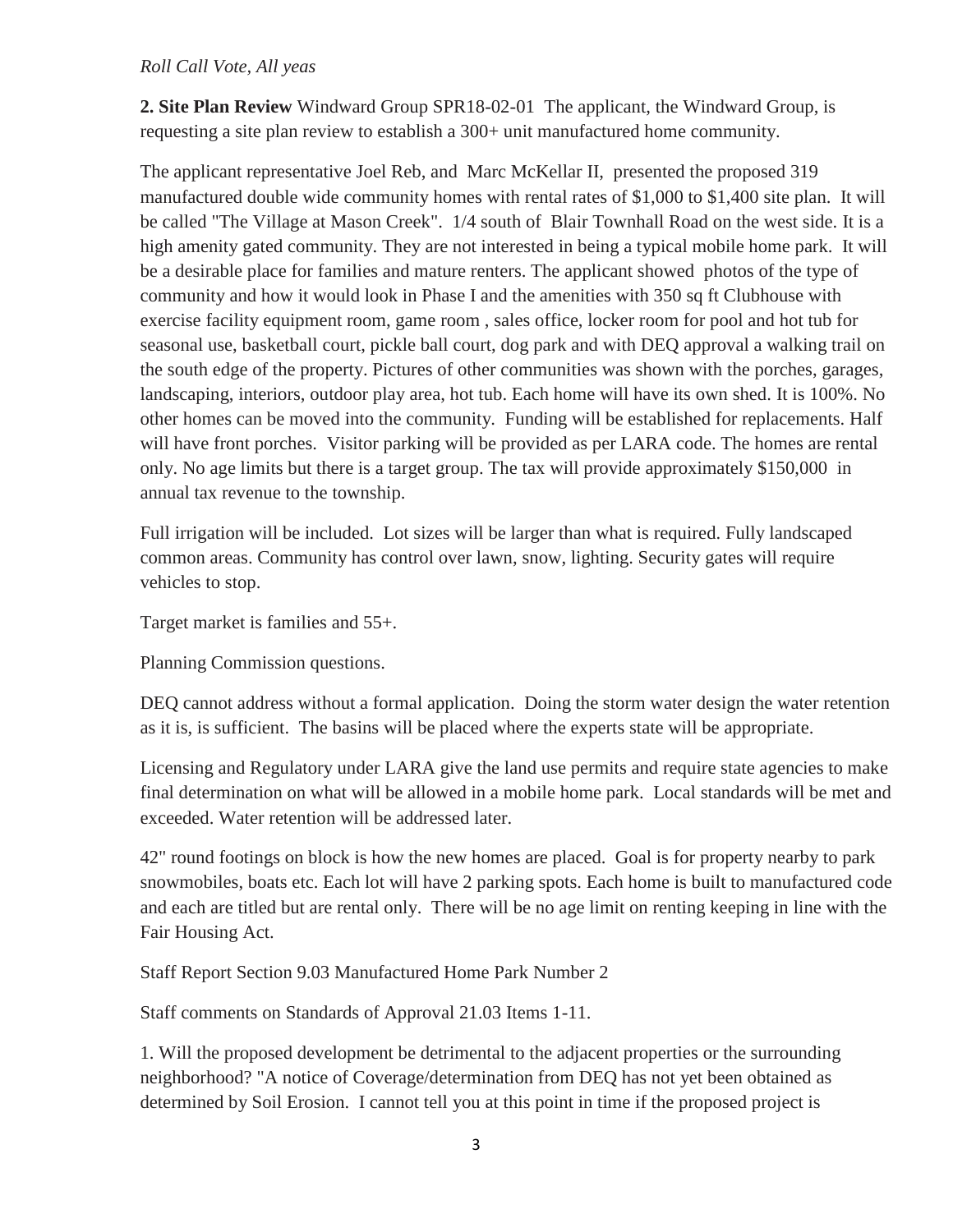*Roll Call Vote, All yeas*

**2. Site Plan Review** Windward Group SPR18-02-01 The applicant, the Windward Group, is requesting a site plan review to establish a 300+ unit manufactured home community.

The applicant representative Joel Reb, and Marc McKellar II, presented the proposed 319 manufactured double wide community homes with rental rates of $1,000 to $1,400 site plan. It will be called "The Village at Mason Creek". 1/4 south of Blair Townhall Road on the west side. It is a high amenity gated community. They are not interested in being a typical mobile home park. It will be a desirable place for families and mature renters. The applicant showed photos of the type of community and how it would look in Phase I and the amenities with 350 sq ft Clubhouse with exercise facility equipment room, game room , sales office, locker room for pool and hot tub for seasonal use, basketball court, pickle ball court, dog park and with DEQ approval a walking trail on the south edge of the property. Pictures of other communities was shown with the porches, garages, landscaping, interiors, outdoor play area, hot tub. Each home will have its own shed. It is 100%. No other homes can be moved into the community. Funding will be established for replacements. Half will have front porches. Visitor parking will be provided as per LARA code. The homes are rental only. No age limits but there is a target group. The tax will provide approximately $150,000 in annual tax revenue to the township.

Full irrigation will be included. Lot sizes will be larger than what is required. Fully landscaped common areas. Community has control over lawn, snow, lighting. Security gates will require vehicles to stop.

Target market is families and 55+.

Planning Commission questions.

DEQ cannot address without a formal application. Doing the storm water design the water retention as it is, is sufficient. The basins will be placed where the experts state will be appropriate.

Licensing and Regulatory under LARA give the land use permits and require state agencies to make final determination on what will be allowed in a mobile home park. Local standards will be met and exceeded. Water retention will be addressed later.

42" round footings on block is how the new homes are placed. Goal is for property nearby to park snowmobiles, boats etc. Each lot will have 2 parking spots. Each home is built to manufactured code and each are titled but are rental only. There will be no age limit on renting keeping in line with the Fair Housing Act.

Staff Report Section 9.03 Manufactured Home Park Number 2

Staff comments on Standards of Approval 21.03 Items 1-11.

1. Will the proposed development be detrimental to the adjacent properties or the surrounding neighborhood? "A notice of Coverage/determination from DEQ has not yet been obtained as determined by Soil Erosion. I cannot tell you at this point in time if the proposed project is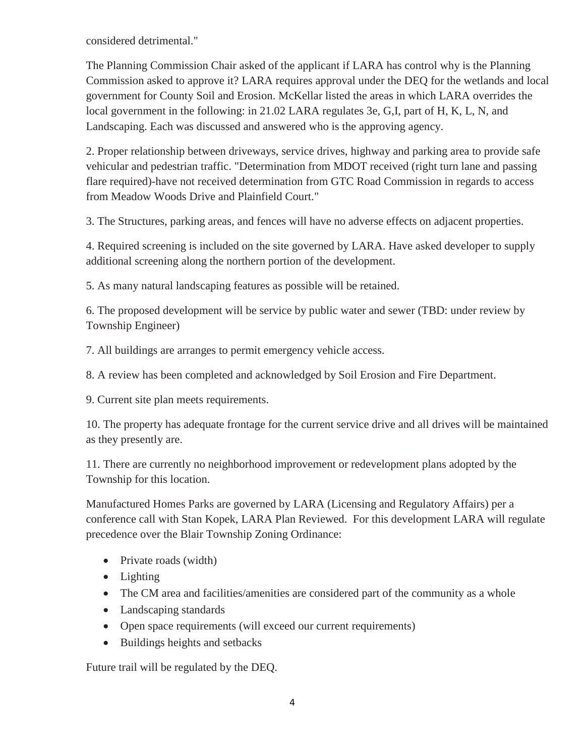considered detrimental."

The Planning Commission Chair asked of the applicant if LARA has control why is the Planning Commission asked to approve it? LARA requires approval under the DEQ for the wetlands and local government for County Soil and Erosion. McKellar listed the areas in which LARA overrides the local government in the following: in 21.02 LARA regulates 3e, G,I, part of H, K, L, N, and Landscaping. Each was discussed and answered who is the approving agency.

2. Proper relationship between driveways, service drives, highway and parking area to provide safe vehicular and pedestrian traffic. "Determination from MDOT received (right turn lane and passing flare required)-have not received determination from GTC Road Commission in regards to access from Meadow Woods Drive and Plainfield Court."

3. The Structures, parking areas, and fences will have no adverse effects on adjacent properties.

4. Required screening is included on the site governed by LARA. Have asked developer to supply additional screening along the northern portion of the development.

5. As many natural landscaping features as possible will be retained.

6. The proposed development will be service by public water and sewer (TBD: under review by Township Engineer)

7. All buildings are arranges to permit emergency vehicle access.

8. A review has been completed and acknowledged by Soil Erosion and Fire Department.

9. Current site plan meets requirements.

10. The property has adequate frontage for the current service drive and all drives will be maintained as they presently are.

11. There are currently no neighborhood improvement or redevelopment plans adopted by the Township for this location.

Manufactured Homes Parks are governed by LARA (Licensing and Regulatory Affairs) per a conference call with Stan Kopek, LARA Plan Reviewed. For this development LARA will regulate precedence over the Blair Township Zoning Ordinance:

- Private roads (width)
- Lighting
- The CM area and facilities/amenities are considered part of the community as a whole
- Landscaping standards
- Open space requirements (will exceed our current requirements)
- Buildings heights and setbacks

Future trail will be regulated by the DEQ.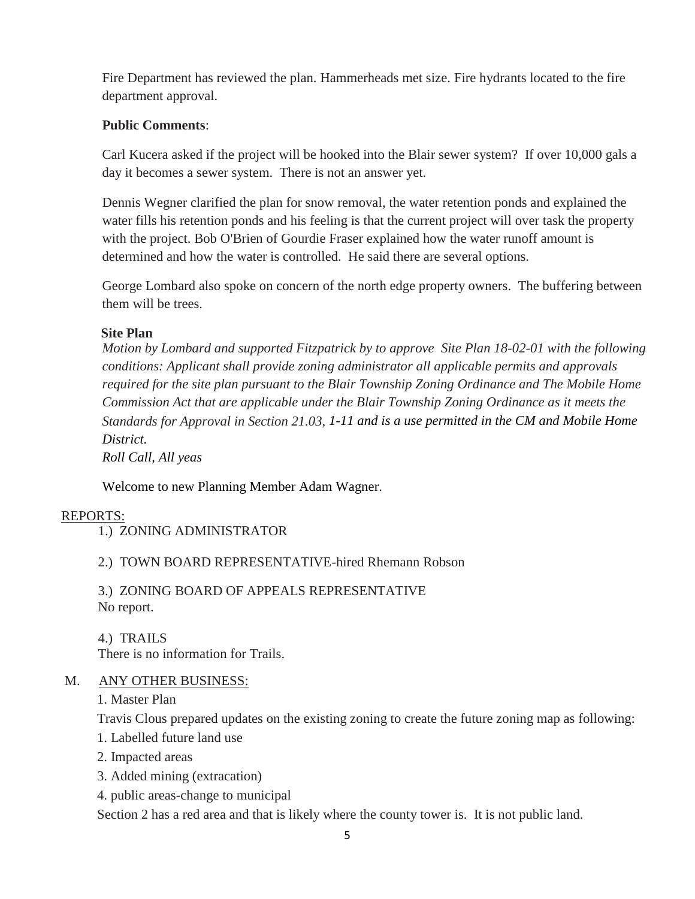Fire Department has reviewed the plan. Hammerheads met size. Fire hydrants located to the fire department approval.

**Public Comments**:

Carl Kucera asked if the project will be hooked into the Blair sewer system? If over 10,000 gals a day it becomes a sewer system. There is not an answer yet.

Dennis Wegner clarified the plan for snow removal, the water retention ponds and explained the water fills his retention ponds and his feeling is that the current project will over task the property with the project. Bob O'Brien of Gourdie Fraser explained how the water runoff amount is determined and how the water is controlled. He said there are several options.

George Lombard also spoke on concern of the north edge property owners. The buffering between them will be trees.

**Site Plan**

*Motion by Lombard and supported Fitzpatrick by to approve Site Plan 18-02-01 with the following conditions: Applicant shall provide zoning administrator all applicable permits and approvals required for the site plan pursuant to the Blair Township Zoning Ordinance and The Mobile Home Commission Act that are applicable under the Blair Township Zoning Ordinance as it meets the Standards for Approval in Section 21.03, 1-11 and is a use permitted in the CM and Mobile Home District.*

*Roll Call, All yeas*

Welcome to new Planning Member Adam Wagner.

REPORTS:

1.) ZONING ADMINISTRATOR

2.) TOWN BOARD REPRESENTATIVE-hired Rhemann Robson

3.) ZONING BOARD OF APPEALS REPRESENTATIVE
No report.

4.) TRAILS
There is no information for Trails.

M. ANY OTHER BUSINESS:

1. Master Plan

Travis Clous prepared updates on the existing zoning to create the future zoning map as following:

1. Labelled future land use
2. Impacted areas
3. Added mining (extracation)
4. public areas-change to municipal

Section 2 has a red area and that is likely where the county tower is. It is not public land.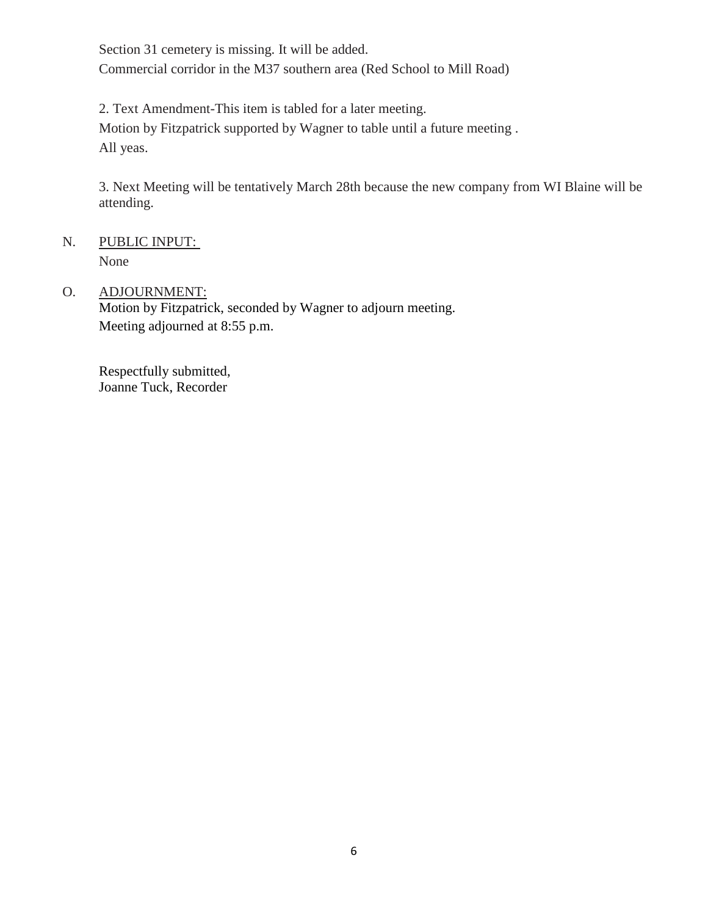Section 31 cemetery is missing. It will be added.
Commercial corridor in the M37 southern area (Red School to Mill Road)

2. Text Amendment-This item is tabled for a later meeting.
Motion by Fitzpatrick supported by Wagner to table until a future meeting .
All yeas.

3. Next Meeting will be tentatively March 28th because the new company from WI Blaine will be attending.

N. PUBLIC INPUT:
None

O. ADJOURNMENT:
Motion by Fitzpatrick, seconded by Wagner to adjourn meeting.
Meeting adjourned at 8:55 p.m.

Respectfully submitted,
Joanne Tuck, Recorder